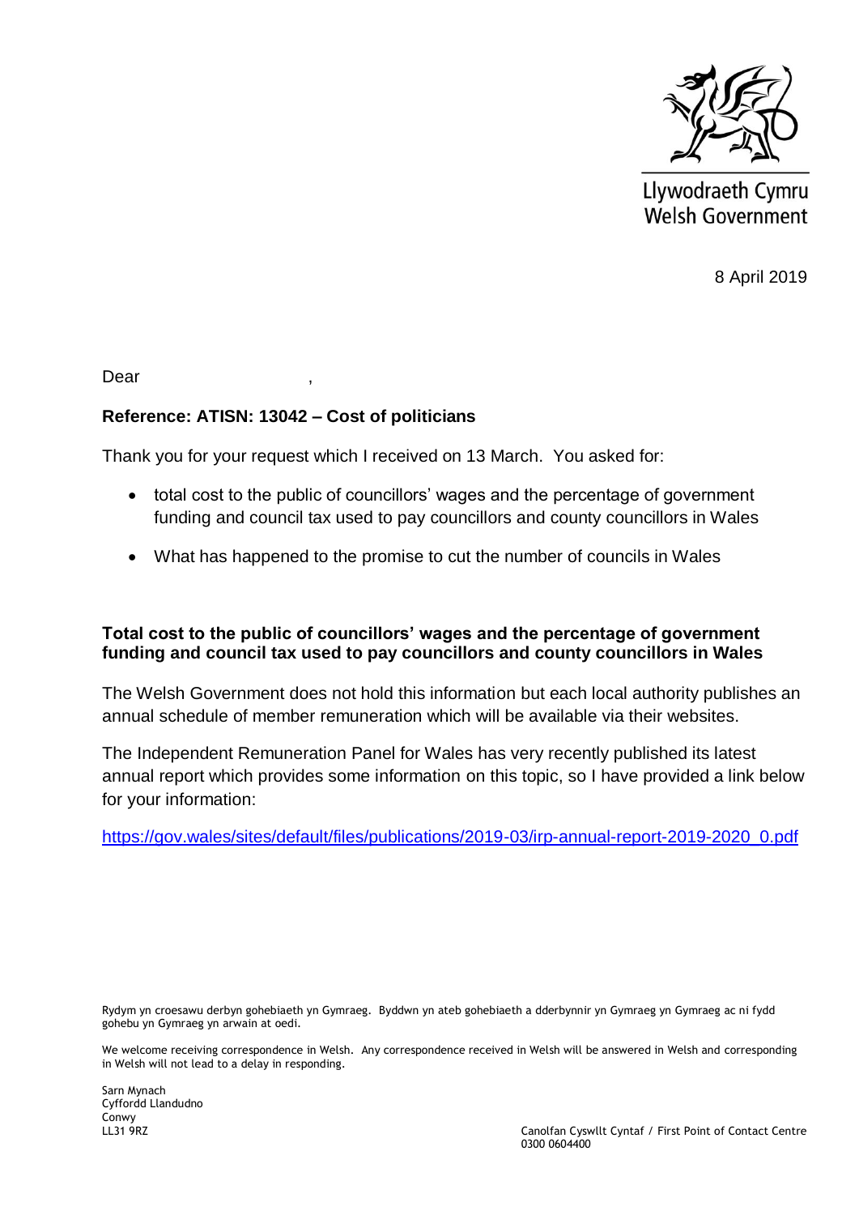Llywodraeth Cymru
Welsh Government

8 April 2019

Dear ,

**Reference: ATISN: 13042 – Cost of politicians**

Thank you for your request which I received on 13 March. You asked for:

- total cost to the public of councillors' wages and the percentage of government funding and council tax used to pay councillors and county councillors in Wales
- What has happened to the promise to cut the number of councils in Wales

**Total cost to the public of councillors' wages and the percentage of government funding and council tax used to pay councillors and county councillors in Wales**

The Welsh Government does not hold this information but each local authority publishes an annual schedule of member remuneration which will be available via their websites.

The Independent Remuneration Panel for Wales has very recently published its latest annual report which provides some information on this topic, so I have provided a link below for your information:

https://gov.wales/sites/default/files/publications/2019-03/irp-annual-report-2019-2020_0.pdf

Rydym yn croesawu derbyn gohebiaeth yn Gymraeg. Byddwn yn ateb gohebiaeth a dderbynnir yn Gymraeg yn Gymraeg ac ni fydd gohebu yn Gymraeg yn arwain at oedi.

We welcome receiving correspondence in Welsh. Any correspondence received in Welsh will be answered in Welsh and corresponding in Welsh will not lead to a delay in responding.

Sarn Mynach
Cyffordd Llandudno
Conwy
LL31 9RZ

Canolfan Cyswllt Cyntaf / First Point of Contact Centre
0300 0604400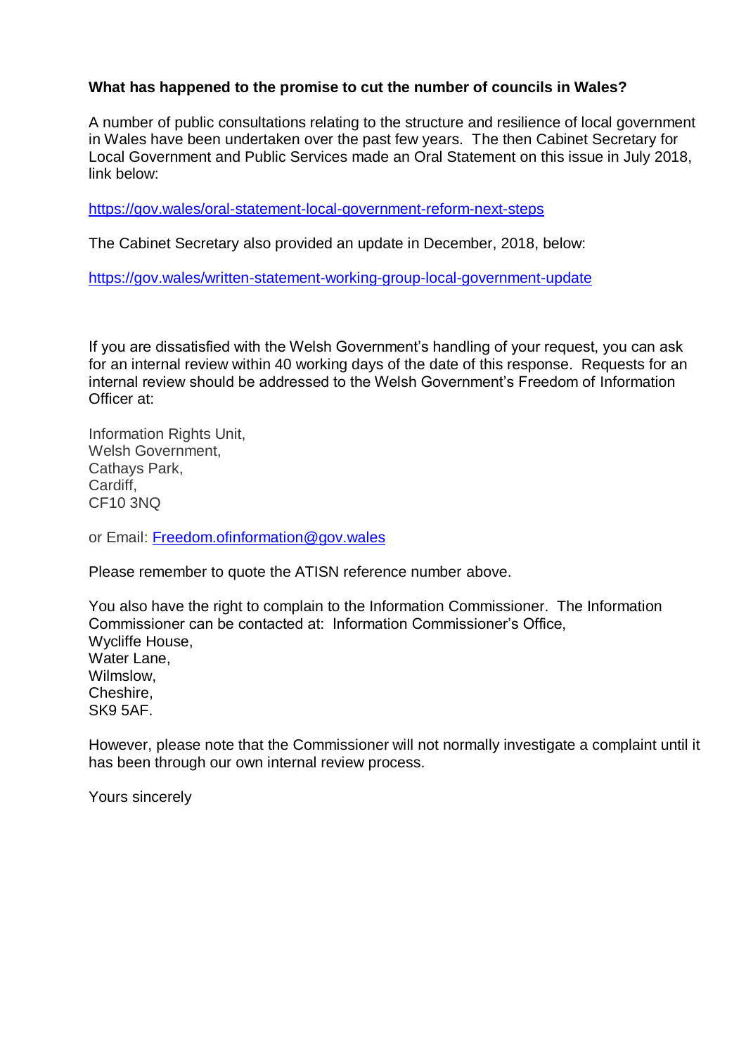**What has happened to the promise to cut the number of councils in Wales?**

A number of public consultations relating to the structure and resilience of local government in Wales have been undertaken over the past few years. The then Cabinet Secretary for Local Government and Public Services made an Oral Statement on this issue in July 2018, link below:

https://gov.wales/oral-statement-local-government-reform-next-steps

The Cabinet Secretary also provided an update in December, 2018, below:

https://gov.wales/written-statement-working-group-local-government-update

If you are dissatisfied with the Welsh Government's handling of your request, you can ask for an internal review within 40 working days of the date of this response. Requests for an internal review should be addressed to the Welsh Government's Freedom of Information Officer at:

Information Rights Unit,
Welsh Government,
Cathays Park,
Cardiff,
CF10 3NQ

or Email: Freedom.ofinformation@gov.wales

Please remember to quote the ATISN reference number above.

You also have the right to complain to the Information Commissioner. The Information Commissioner can be contacted at: Information Commissioner's Office,
Wycliffe House,
Water Lane,
Wilmslow,
Cheshire,
SK9 5AF.

However, please note that the Commissioner will not normally investigate a complaint until it has been through our own internal review process.

Yours sincerely